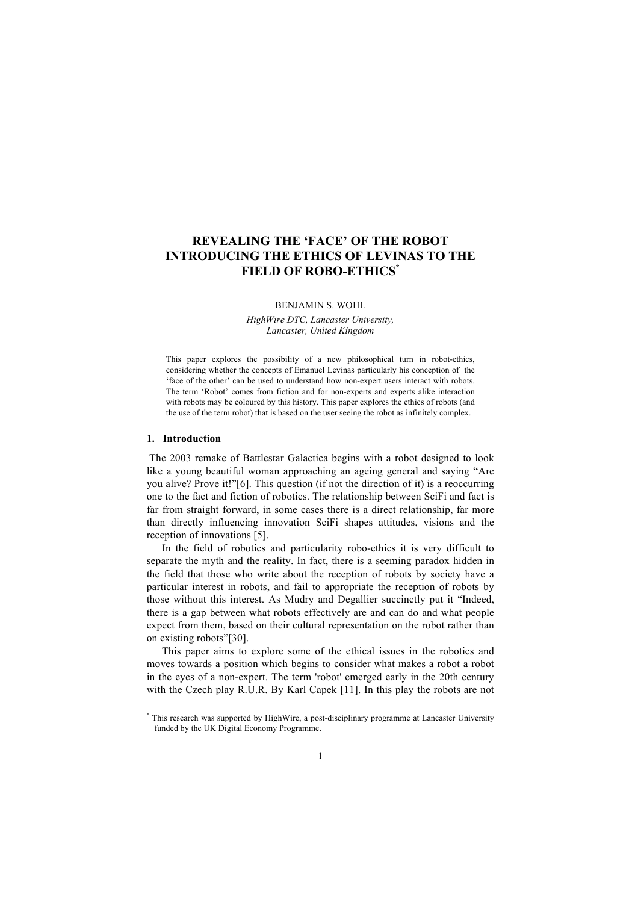# REVEALING THE 'FACE' OF THE ROBOT INTRODUCING THE ETHICS OF LEVINAS TO THE FIELD OF ROBO-ETHICS[*]

BENJAMIN S. WOHL

*HighWire DTC, Lancaster University, Lancaster, United Kingdom*

This paper explores the possibility of a new philosophical turn in robot-ethics, considering whether the concepts of Emanuel Levinas particularly his conception of the 'face of the other' can be used to understand how non-expert users interact with robots. The term 'Robot' comes from fiction and for non-experts and experts alike interaction with robots may be coloured by this history. This paper explores the ethics of robots (and the use of the term robot) that is based on the user seeing the robot as infinitely complex.

## 1. Introduction

The 2003 remake of Battlestar Galactica begins with a robot designed to look like a young beautiful woman approaching an ageing general and saying "Are you alive? Prove it!"[6]. This question (if not the direction of it) is a reoccurring one to the fact and fiction of robotics. The relationship between SciFi and fact is far from straight forward, in some cases there is a direct relationship, far more than directly influencing innovation SciFi shapes attitudes, visions and the reception of innovations [5].

In the field of robotics and particularity robo-ethics it is very difficult to separate the myth and the reality. In fact, there is a seeming paradox hidden in the field that those who write about the reception of robots by society have a particular interest in robots, and fail to appropriate the reception of robots by those without this interest. As Mudry and Degallier succinctly put it "Indeed, there is a gap between what robots effectively are and can do and what people expect from them, based on their cultural representation on the robot rather than on existing robots"[30].

This paper aims to explore some of the ethical issues in the robotics and moves towards a position which begins to consider what makes a robot a robot in the eyes of a non-expert. The term 'robot' emerged early in the 20th century with the Czech play R.U.R. By Karl Capek [11]. In this play the robots are not

[*] This research was supported by HighWire, a post-disciplinary programme at Lancaster University funded by the UK Digital Economy Programme.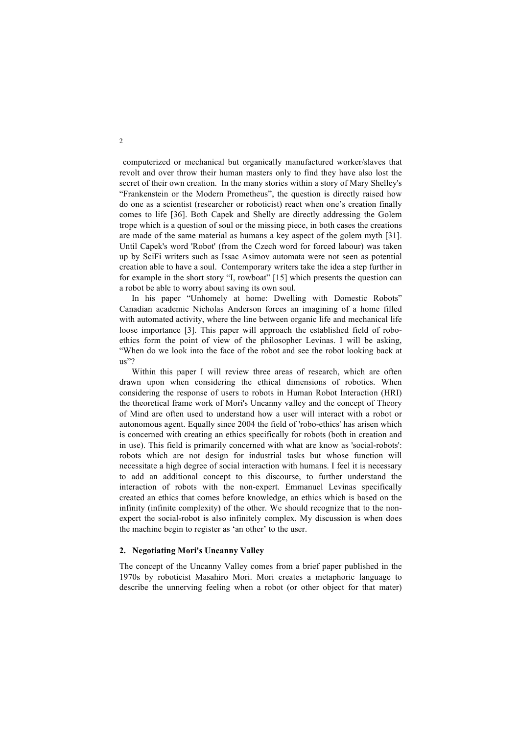computerized or mechanical but organically manufactured worker/slaves that revolt and over throw their human masters only to find they have also lost the secret of their own creation. In the many stories within a story of Mary Shelley's "Frankenstein or the Modern Prometheus", the question is directly raised how do one as a scientist (researcher or roboticist) react when one's creation finally comes to life [36]. Both Capek and Shelly are directly addressing the Golem trope which is a question of soul or the missing piece, in both cases the creations are made of the same material as humans a key aspect of the golem myth [31]. Until Capek's word 'Robot' (from the Czech word for forced labour) was taken up by SciFi writers such as Issac Asimov automata were not seen as potential creation able to have a soul. Contemporary writers take the idea a step further in for example in the short story "I, rowboat" [15] which presents the question can a robot be able to worry about saving its own soul.

In his paper "Unhomely at home: Dwelling with Domestic Robots" Canadian academic Nicholas Anderson forces an imagining of a home filled with automated activity, where the line between organic life and mechanical life loose importance [3]. This paper will approach the established field of robo-ethics form the point of view of the philosopher Levinas. I will be asking, "When do we look into the face of the robot and see the robot looking back at us"?

Within this paper I will review three areas of research, which are often drawn upon when considering the ethical dimensions of robotics. When considering the response of users to robots in Human Robot Interaction (HRI) the theoretical frame work of Mori's Uncanny valley and the concept of Theory of Mind are often used to understand how a user will interact with a robot or autonomous agent. Equally since 2004 the field of 'robo-ethics' has arisen which is concerned with creating an ethics specifically for robots (both in creation and in use). This field is primarily concerned with what are know as 'social-robots': robots which are not design for industrial tasks but whose function will necessitate a high degree of social interaction with humans. I feel it is necessary to add an additional concept to this discourse, to further understand the interaction of robots with the non-expert. Emmanuel Levinas specifically created an ethics that comes before knowledge, an ethics which is based on the infinity (infinite complexity) of the other. We should recognize that to the non-expert the social-robot is also infinitely complex. My discussion is when does the machine begin to register as 'an other' to the user.

## 2. Negotiating Mori's Uncanny Valley

The concept of the Uncanny Valley comes from a brief paper published in the 1970s by roboticist Masahiro Mori. Mori creates a metaphoric language to describe the unnerving feeling when a robot (or other object for that mater)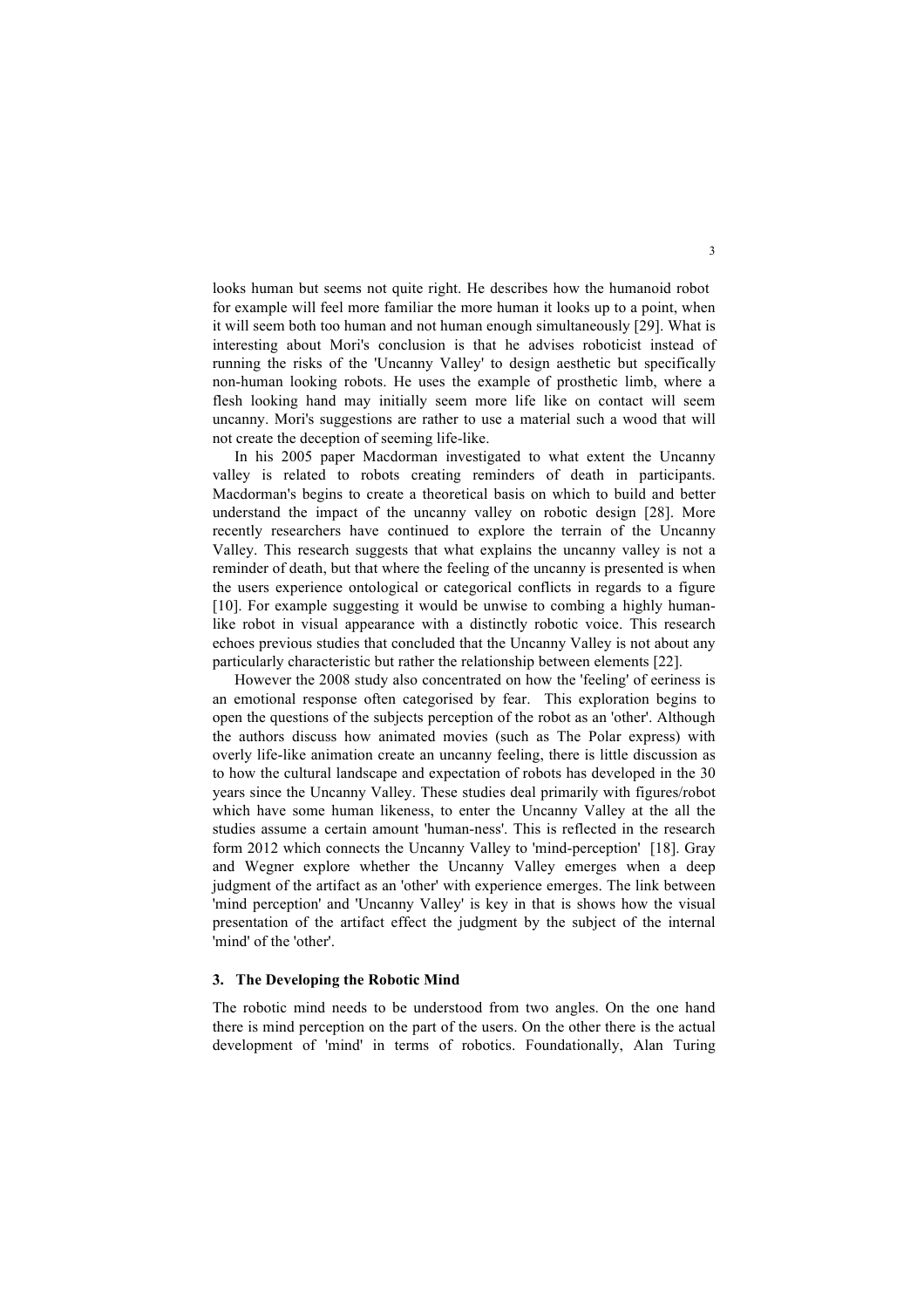looks human but seems not quite right. He describes how the humanoid robot for example will feel more familiar the more human it looks up to a point, when it will seem both too human and not human enough simultaneously [29]. What is interesting about Mori's conclusion is that he advises roboticist instead of running the risks of the 'Uncanny Valley' to design aesthetic but specifically non-human looking robots. He uses the example of prosthetic limb, where a flesh looking hand may initially seem more life like on contact will seem uncanny. Mori's suggestions are rather to use a material such a wood that will not create the deception of seeming life-like.

In his 2005 paper Macdorman investigated to what extent the Uncanny valley is related to robots creating reminders of death in participants. Macdorman's begins to create a theoretical basis on which to build and better understand the impact of the uncanny valley on robotic design [28]. More recently researchers have continued to explore the terrain of the Uncanny Valley. This research suggests that what explains the uncanny valley is not a reminder of death, but that where the feeling of the uncanny is presented is when the users experience ontological or categorical conflicts in regards to a figure [10]. For example suggesting it would be unwise to combing a highly human-like robot in visual appearance with a distinctly robotic voice. This research echoes previous studies that concluded that the Uncanny Valley is not about any particularly characteristic but rather the relationship between elements [22].

However the 2008 study also concentrated on how the 'feeling' of eeriness is an emotional response often categorised by fear. This exploration begins to open the questions of the subjects perception of the robot as an 'other'. Although the authors discuss how animated movies (such as The Polar express) with overly life-like animation create an uncanny feeling, there is little discussion as to how the cultural landscape and expectation of robots has developed in the 30 years since the Uncanny Valley. These studies deal primarily with figures/robot which have some human likeness, to enter the Uncanny Valley at the all the studies assume a certain amount 'human-ness'. This is reflected in the research form 2012 which connects the Uncanny Valley to 'mind-perception' [18]. Gray and Wegner explore whether the Uncanny Valley emerges when a deep judgment of the artifact as an 'other' with experience emerges. The link between 'mind perception' and 'Uncanny Valley' is key in that is shows how the visual presentation of the artifact effect the judgment by the subject of the internal 'mind' of the 'other'.

### 3. The Developing the Robotic Mind

The robotic mind needs to be understood from two angles. On the one hand there is mind perception on the part of the users. On the other there is the actual development of 'mind' in terms of robotics. Foundationally, Alan Turing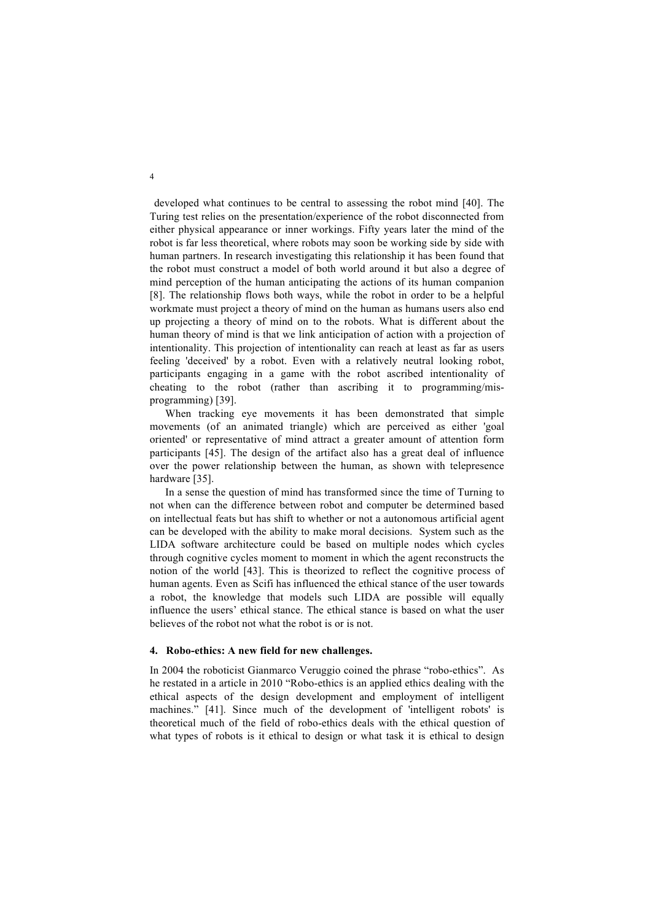developed what continues to be central to assessing the robot mind [40]. The Turing test relies on the presentation/experience of the robot disconnected from either physical appearance or inner workings. Fifty years later the mind of the robot is far less theoretical, where robots may soon be working side by side with human partners. In research investigating this relationship it has been found that the robot must construct a model of both world around it but also a degree of mind perception of the human anticipating the actions of its human companion [8]. The relationship flows both ways, while the robot in order to be a helpful workmate must project a theory of mind on the human as humans users also end up projecting a theory of mind on to the robots. What is different about the human theory of mind is that we link anticipation of action with a projection of intentionality. This projection of intentionality can reach at least as far as users feeling 'deceived' by a robot. Even with a relatively neutral looking robot, participants engaging in a game with the robot ascribed intentionality of cheating to the robot (rather than ascribing it to programming/mis-programming) [39].

When tracking eye movements it has been demonstrated that simple movements (of an animated triangle) which are perceived as either 'goal oriented' or representative of mind attract a greater amount of attention form participants [45]. The design of the artifact also has a great deal of influence over the power relationship between the human, as shown with telepresence hardware [35].

In a sense the question of mind has transformed since the time of Turning to not when can the difference between robot and computer be determined based on intellectual feats but has shift to whether or not a autonomous artificial agent can be developed with the ability to make moral decisions. System such as the LIDA software architecture could be based on multiple nodes which cycles through cognitive cycles moment to moment in which the agent reconstructs the notion of the world [43]. This is theorized to reflect the cognitive process of human agents. Even as Scifi has influenced the ethical stance of the user towards a robot, the knowledge that models such LIDA are possible will equally influence the users' ethical stance. The ethical stance is based on what the user believes of the robot not what the robot is or is not.

## 4. Robo-ethics: A new field for new challenges.

In 2004 the roboticist Gianmarco Veruggio coined the phrase "robo-ethics". As he restated in a article in 2010 "Robo-ethics is an applied ethics dealing with the ethical aspects of the design development and employment of intelligent machines." [41]. Since much of the development of 'intelligent robots' is theoretical much of the field of robo-ethics deals with the ethical question of what types of robots is it ethical to design or what task it is ethical to design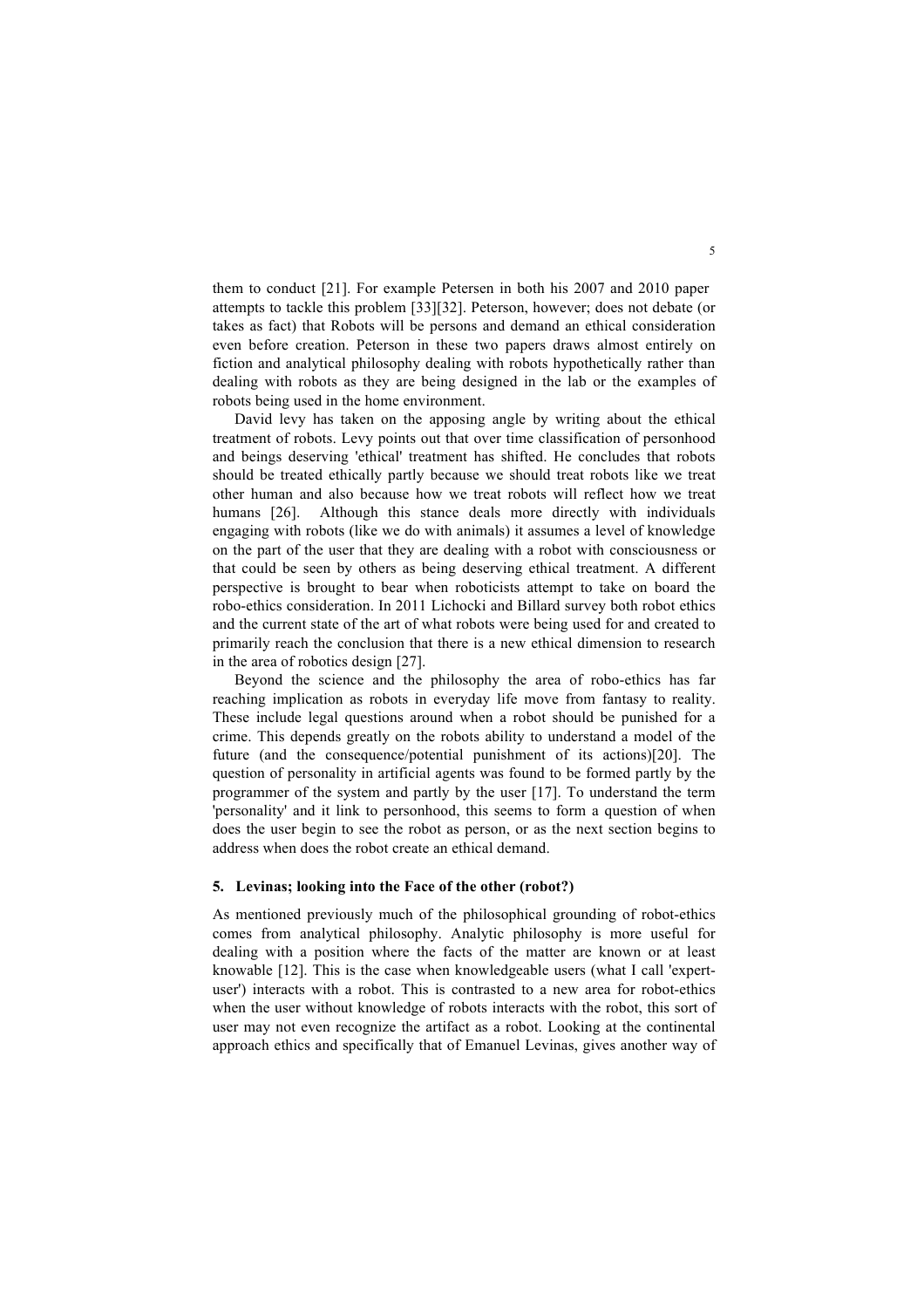them to conduct [21]. For example Petersen in both his 2007 and 2010 paper attempts to tackle this problem [33][32]. Peterson, however; does not debate (or takes as fact) that Robots will be persons and demand an ethical consideration even before creation. Peterson in these two papers draws almost entirely on fiction and analytical philosophy dealing with robots hypothetically rather than dealing with robots as they are being designed in the lab or the examples of robots being used in the home environment.

David levy has taken on the apposing angle by writing about the ethical treatment of robots. Levy points out that over time classification of personhood and beings deserving 'ethical' treatment has shifted. He concludes that robots should be treated ethically partly because we should treat robots like we treat other human and also because how we treat robots will reflect how we treat humans [26]. Although this stance deals more directly with individuals engaging with robots (like we do with animals) it assumes a level of knowledge on the part of the user that they are dealing with a robot with consciousness or that could be seen by others as being deserving ethical treatment. A different perspective is brought to bear when roboticists attempt to take on board the robo-ethics consideration. In 2011 Lichocki and Billard survey both robot ethics and the current state of the art of what robots were being used for and created to primarily reach the conclusion that there is a new ethical dimension to research in the area of robotics design [27].

Beyond the science and the philosophy the area of robo-ethics has far reaching implication as robots in everyday life move from fantasy to reality. These include legal questions around when a robot should be punished for a crime. This depends greatly on the robots ability to understand a model of the future (and the consequence/potential punishment of its actions)[20]. The question of personality in artificial agents was found to be formed partly by the programmer of the system and partly by the user [17]. To understand the term 'personality' and it link to personhood, this seems to form a question of when does the user begin to see the robot as person, or as the next section begins to address when does the robot create an ethical demand.

## 5. Levinas; looking into the Face of the other (robot?)

As mentioned previously much of the philosophical grounding of robot-ethics comes from analytical philosophy. Analytic philosophy is more useful for dealing with a position where the facts of the matter are known or at least knowable [12]. This is the case when knowledgeable users (what I call 'expert-user') interacts with a robot. This is contrasted to a new area for robot-ethics when the user without knowledge of robots interacts with the robot, this sort of user may not even recognize the artifact as a robot. Looking at the continental approach ethics and specifically that of Emanuel Levinas, gives another way of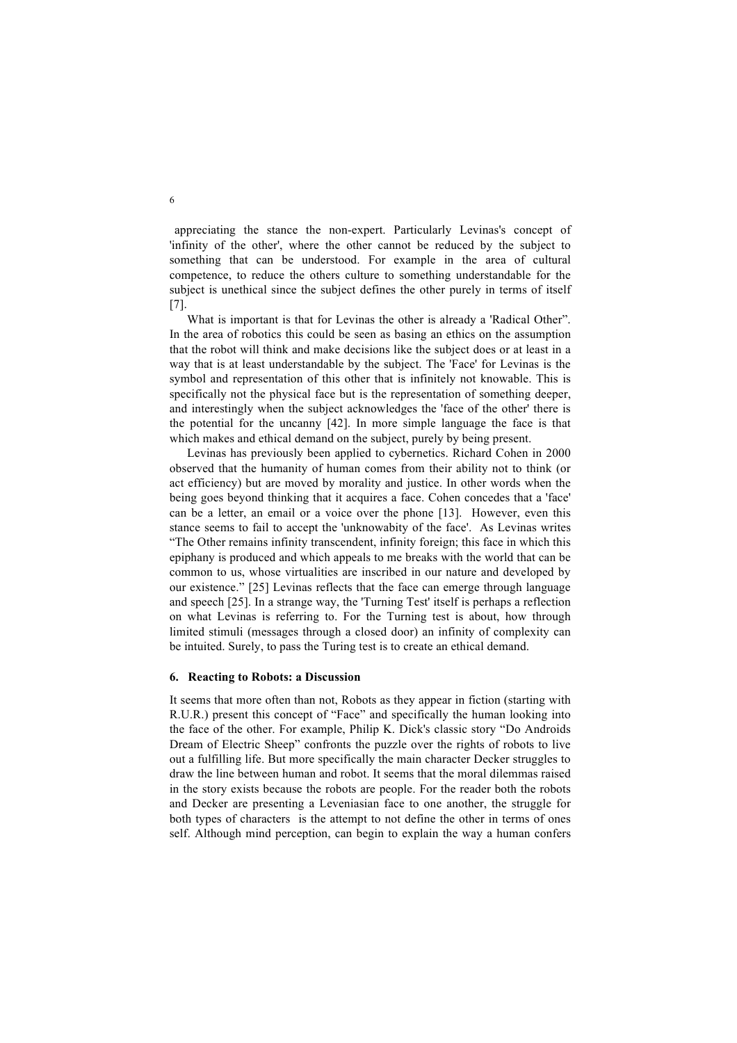appreciating the stance the non-expert. Particularly Levinas's concept of 'infinity of the other', where the other cannot be reduced by the subject to something that can be understood. For example in the area of cultural competence, to reduce the others culture to something understandable for the subject is unethical since the subject defines the other purely in terms of itself [7].

What is important is that for Levinas the other is already a 'Radical Other". In the area of robotics this could be seen as basing an ethics on the assumption that the robot will think and make decisions like the subject does or at least in a way that is at least understandable by the subject. The 'Face' for Levinas is the symbol and representation of this other that is infinitely not knowable. This is specifically not the physical face but is the representation of something deeper, and interestingly when the subject acknowledges the 'face of the other' there is the potential for the uncanny [42]. In more simple language the face is that which makes and ethical demand on the subject, purely by being present.

Levinas has previously been applied to cybernetics. Richard Cohen in 2000 observed that the humanity of human comes from their ability not to think (or act efficiency) but are moved by morality and justice. In other words when the being goes beyond thinking that it acquires a face. Cohen concedes that a 'face' can be a letter, an email or a voice over the phone [13]. However, even this stance seems to fail to accept the 'unknowabity of the face'. As Levinas writes "The Other remains infinity transcendent, infinity foreign; this face in which this epiphany is produced and which appeals to me breaks with the world that can be common to us, whose virtualities are inscribed in our nature and developed by our existence." [25] Levinas reflects that the face can emerge through language and speech [25]. In a strange way, the 'Turning Test' itself is perhaps a reflection on what Levinas is referring to. For the Turning test is about, how through limited stimuli (messages through a closed door) an infinity of complexity can be intuited. Surely, to pass the Turing test is to create an ethical demand.

## 6. Reacting to Robots: a Discussion

It seems that more often than not, Robots as they appear in fiction (starting with R.U.R.) present this concept of "Face" and specifically the human looking into the face of the other. For example, Philip K. Dick's classic story "Do Androids Dream of Electric Sheep" confronts the puzzle over the rights of robots to live out a fulfilling life. But more specifically the main character Decker struggles to draw the line between human and robot. It seems that the moral dilemmas raised in the story exists because the robots are people. For the reader both the robots and Decker are presenting a Leveniasian face to one another, the struggle for both types of characters is the attempt to not define the other in terms of ones self. Although mind perception, can begin to explain the way a human confers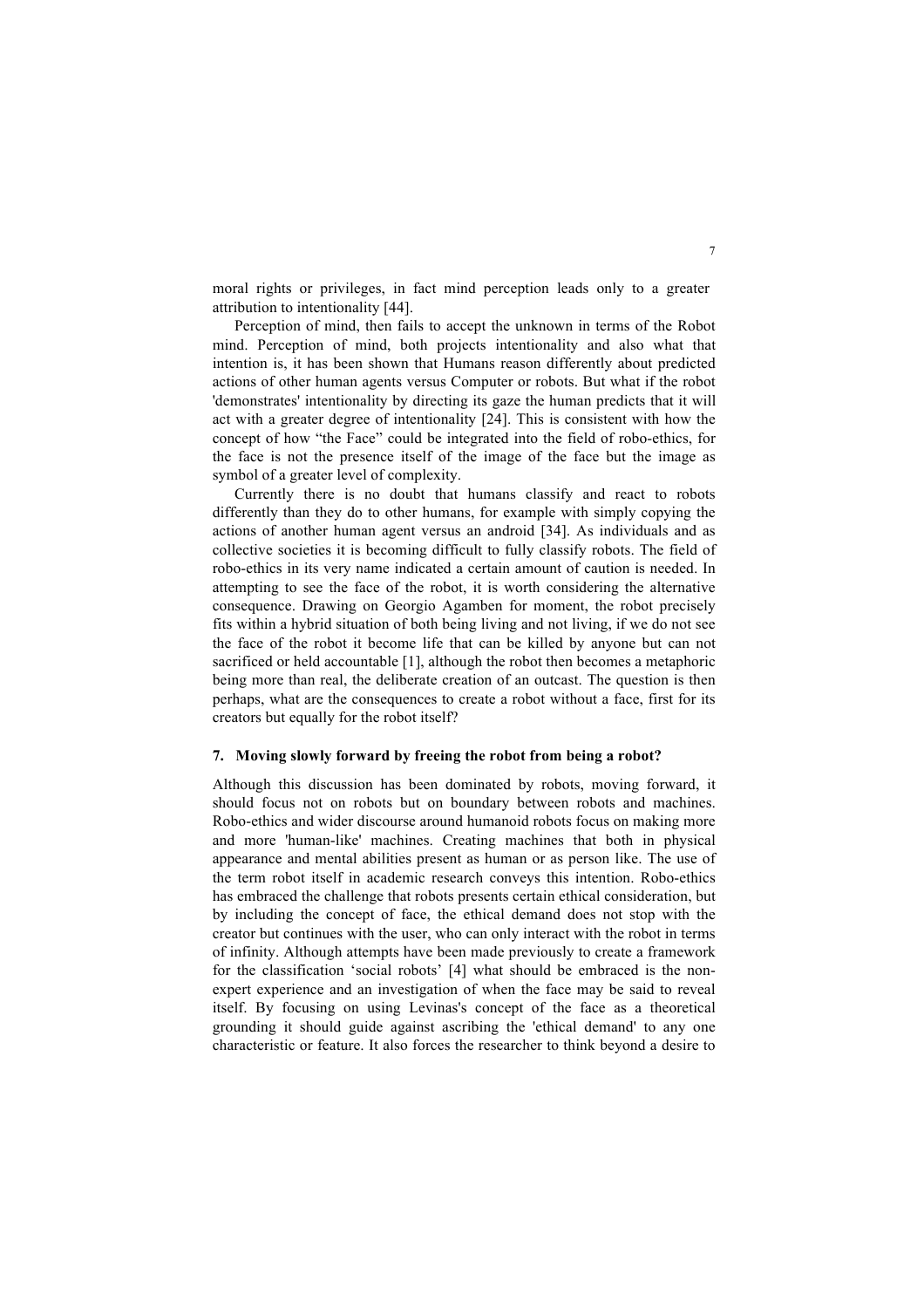moral rights or privileges, in fact mind perception leads only to a greater attribution to intentionality [44].

Perception of mind, then fails to accept the unknown in terms of the Robot mind. Perception of mind, both projects intentionality and also what that intention is, it has been shown that Humans reason differently about predicted actions of other human agents versus Computer or robots. But what if the robot 'demonstrates' intentionality by directing its gaze the human predicts that it will act with a greater degree of intentionality [24]. This is consistent with how the concept of how "the Face" could be integrated into the field of robo-ethics, for the face is not the presence itself of the image of the face but the image as symbol of a greater level of complexity.

Currently there is no doubt that humans classify and react to robots differently than they do to other humans, for example with simply copying the actions of another human agent versus an android [34]. As individuals and as collective societies it is becoming difficult to fully classify robots. The field of robo-ethics in its very name indicated a certain amount of caution is needed. In attempting to see the face of the robot, it is worth considering the alternative consequence. Drawing on Georgio Agamben for moment, the robot precisely fits within a hybrid situation of both being living and not living, if we do not see the face of the robot it become life that can be killed by anyone but can not sacrificed or held accountable [1], although the robot then becomes a metaphoric being more than real, the deliberate creation of an outcast. The question is then perhaps, what are the consequences to create a robot without a face, first for its creators but equally for the robot itself?

## 7. Moving slowly forward by freeing the robot from being a robot?

Although this discussion has been dominated by robots, moving forward, it should focus not on robots but on boundary between robots and machines. Robo-ethics and wider discourse around humanoid robots focus on making more and more 'human-like' machines. Creating machines that both in physical appearance and mental abilities present as human or as person like. The use of the term robot itself in academic research conveys this intention. Robo-ethics has embraced the challenge that robots presents certain ethical consideration, but by including the concept of face, the ethical demand does not stop with the creator but continues with the user, who can only interact with the robot in terms of infinity. Although attempts have been made previously to create a framework for the classification 'social robots' [4] what should be embraced is the non-expert experience and an investigation of when the face may be said to reveal itself. By focusing on using Levinas's concept of the face as a theoretical grounding it should guide against ascribing the 'ethical demand' to any one characteristic or feature. It also forces the researcher to think beyond a desire to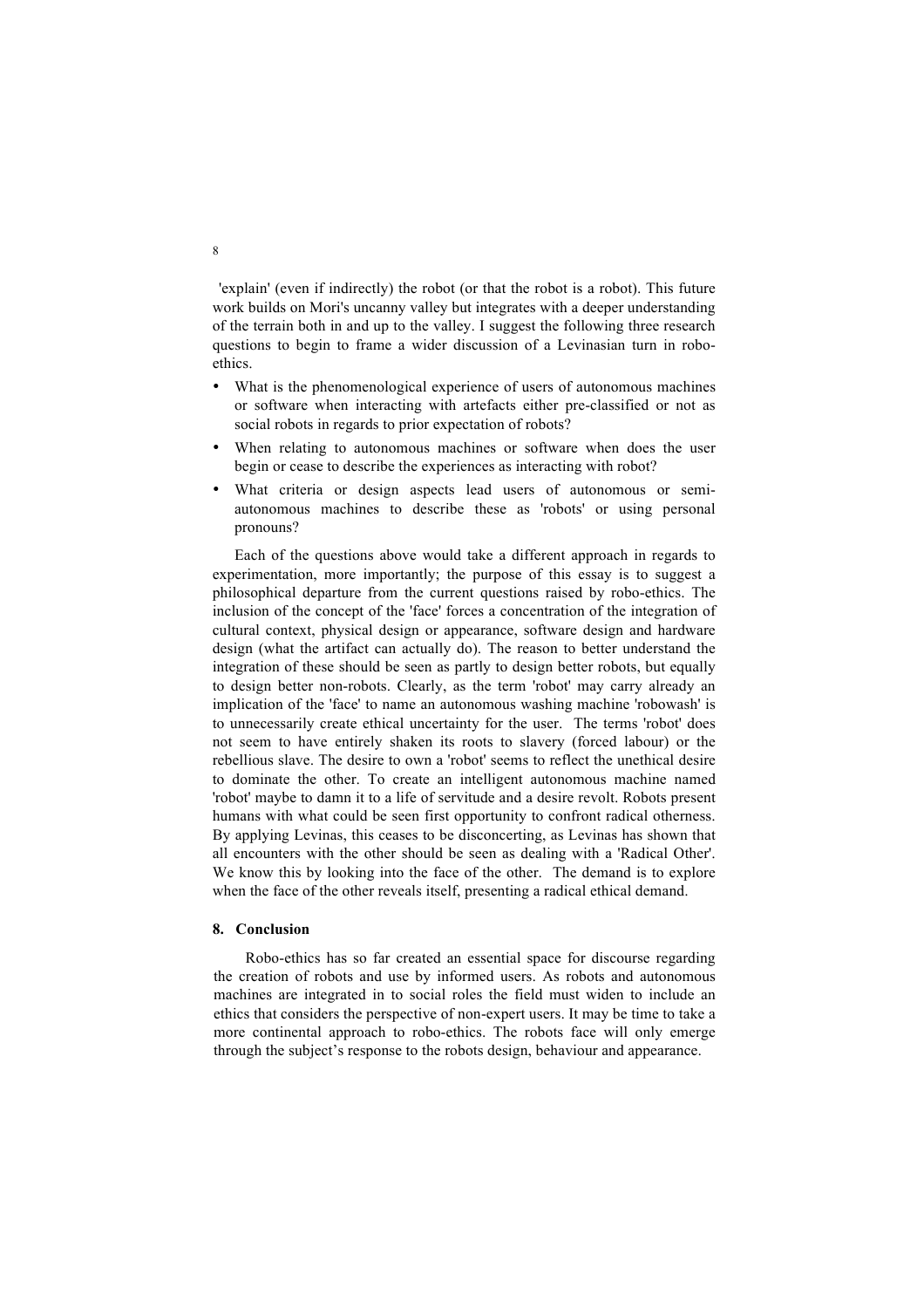'explain' (even if indirectly) the robot (or that the robot is a robot). This future work builds on Mori's uncanny valley but integrates with a deeper understanding of the terrain both in and up to the valley. I suggest the following three research questions to begin to frame a wider discussion of a Levinasian turn in robo-ethics.

- What is the phenomenological experience of users of autonomous machines or software when interacting with artefacts either pre-classified or not as social robots in regards to prior expectation of robots?
- When relating to autonomous machines or software when does the user begin or cease to describe the experiences as interacting with robot?
- What criteria or design aspects lead users of autonomous or semi-autonomous machines to describe these as 'robots' or using personal pronouns?

Each of the questions above would take a different approach in regards to experimentation, more importantly; the purpose of this essay is to suggest a philosophical departure from the current questions raised by robo-ethics. The inclusion of the concept of the 'face' forces a concentration of the integration of cultural context, physical design or appearance, software design and hardware design (what the artifact can actually do). The reason to better understand the integration of these should be seen as partly to design better robots, but equally to design better non-robots. Clearly, as the term 'robot' may carry already an implication of the 'face' to name an autonomous washing machine 'robowash' is to unnecessarily create ethical uncertainty for the user. The terms 'robot' does not seem to have entirely shaken its roots to slavery (forced labour) or the rebellious slave. The desire to own a 'robot' seems to reflect the unethical desire to dominate the other. To create an intelligent autonomous machine named 'robot' maybe to damn it to a life of servitude and a desire revolt. Robots present humans with what could be seen first opportunity to confront radical otherness. By applying Levinas, this ceases to be disconcerting, as Levinas has shown that all encounters with the other should be seen as dealing with a 'Radical Other'. We know this by looking into the face of the other. The demand is to explore when the face of the other reveals itself, presenting a radical ethical demand.

## 8. Conclusion

Robo-ethics has so far created an essential space for discourse regarding the creation of robots and use by informed users. As robots and autonomous machines are integrated in to social roles the field must widen to include an ethics that considers the perspective of non-expert users. It may be time to take a more continental approach to robo-ethics. The robots face will only emerge through the subject's response to the robots design, behaviour and appearance.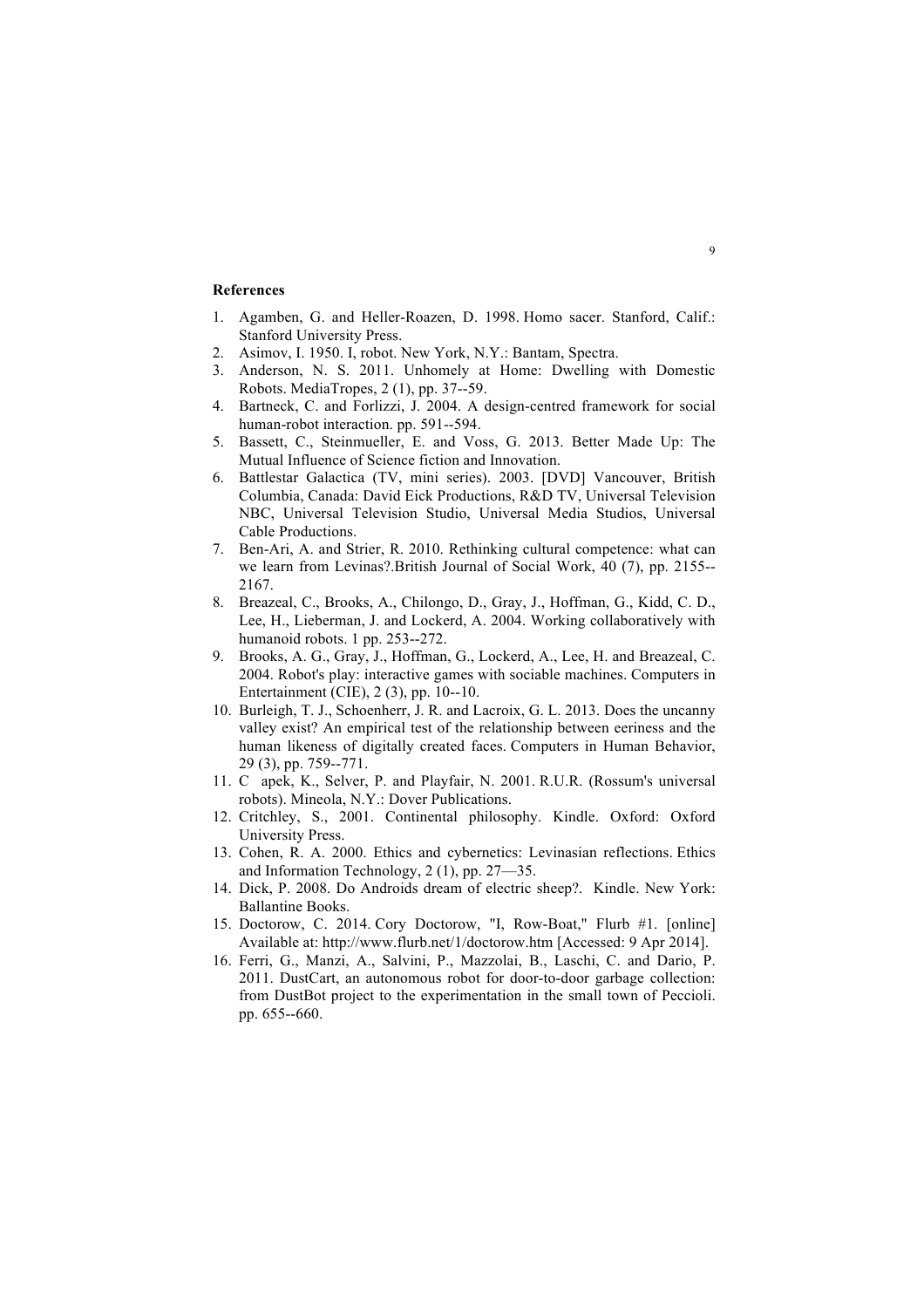**References**

1. Agamben, G. and Heller-Roazen, D. 1998. Homo sacer. Stanford, Calif.: Stanford University Press.
2. Asimov, I. 1950. I, robot. New York, N.Y.: Bantam, Spectra.
3. Anderson, N. S. 2011. Unhomely at Home: Dwelling with Domestic Robots. MediaTropes, 2 (1), pp. 37--59.
4. Bartneck, C. and Forlizzi, J. 2004. A design-centred framework for social human-robot interaction. pp. 591--594.
5. Bassett, C., Steinmueller, E. and Voss, G. 2013. Better Made Up: The Mutual Influence of Science fiction and Innovation.
6. Battlestar Galactica (TV, mini series). 2003. [DVD] Vancouver, British Columbia, Canada: David Eick Productions, R&D TV, Universal Television NBC, Universal Television Studio, Universal Media Studios, Universal Cable Productions.
7. Ben-Ari, A. and Strier, R. 2010. Rethinking cultural competence: what can we learn from Levinas?.British Journal of Social Work, 40 (7), pp. 2155--2167.
8. Breazeal, C., Brooks, A., Chilongo, D., Gray, J., Hoffman, G., Kidd, C. D., Lee, H., Lieberman, J. and Lockerd, A. 2004. Working collaboratively with humanoid robots. 1 pp. 253--272.
9. Brooks, A. G., Gray, J., Hoffman, G., Lockerd, A., Lee, H. and Breazeal, C. 2004. Robot's play: interactive games with sociable machines. Computers in Entertainment (CIE), 2 (3), pp. 10--10.
10. Burleigh, T. J., Schoenherr, J. R. and Lacroix, G. L. 2013. Does the uncanny valley exist? An empirical test of the relationship between eeriness and the human likeness of digitally created faces. Computers in Human Behavior, 29 (3), pp. 759--771.
11. C apek, K., Selver, P. and Playfair, N. 2001. R.U.R. (Rossum's universal robots). Mineola, N.Y.: Dover Publications.
12. Critchley, S., 2001. Continental philosophy. Kindle. Oxford: Oxford University Press.
13. Cohen, R. A. 2000. Ethics and cybernetics: Levinasian reflections. Ethics and Information Technology, 2 (1), pp. 27—35.
14. Dick, P. 2008. Do Androids dream of electric sheep?. Kindle. New York: Ballantine Books.
15. Doctorow, C. 2014. Cory Doctorow, "I, Row-Boat," Flurb #1. [online] Available at: http://www.flurb.net/1/doctorow.htm [Accessed: 9 Apr 2014].
16. Ferri, G., Manzi, A., Salvini, P., Mazzolai, B., Laschi, C. and Dario, P. 2011. DustCart, an autonomous robot for door-to-door garbage collection: from DustBot project to the experimentation in the small town of Peccioli. pp. 655--660.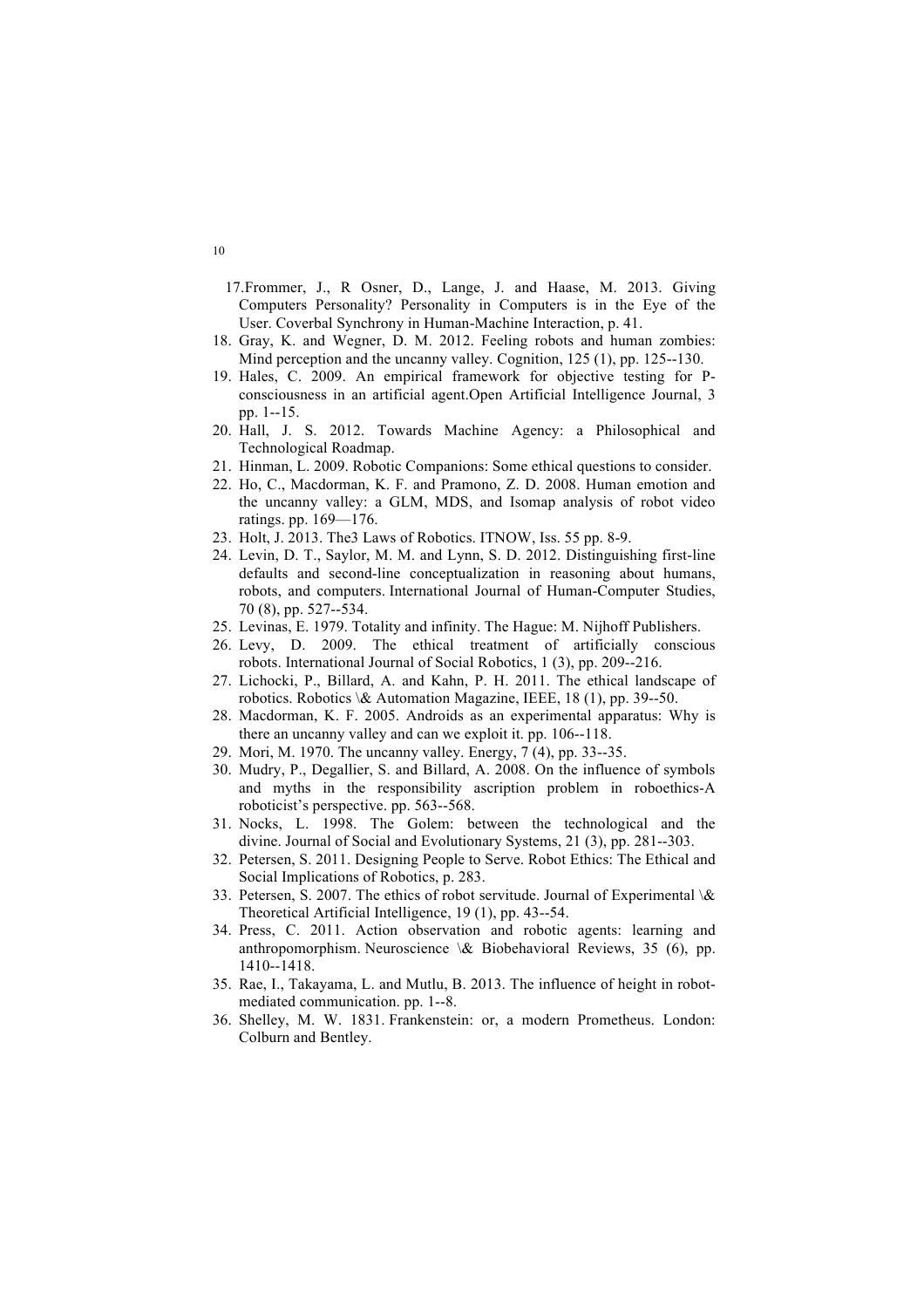17. Frommer, J., R Osner, D., Lange, J. and Haase, M. 2013. Giving Computers Personality? Personality in Computers is in the Eye of the User. Coverbal Synchrony in Human-Machine Interaction, p. 41.
18. Gray, K. and Wegner, D. M. 2012. Feeling robots and human zombies: Mind perception and the uncanny valley. Cognition, 125 (1), pp. 125--130.
19. Hales, C. 2009. An empirical framework for objective testing for P-consciousness in an artificial agent.Open Artificial Intelligence Journal, 3 pp. 1--15.
20. Hall, J. S. 2012. Towards Machine Agency: a Philosophical and Technological Roadmap.
21. Hinman, L. 2009. Robotic Companions: Some ethical questions to consider.
22. Ho, C., Macdorman, K. F. and Pramono, Z. D. 2008. Human emotion and the uncanny valley: a GLM, MDS, and Isomap analysis of robot video ratings. pp. 169—176.
23. Holt, J. 2013. The3 Laws of Robotics. ITNOW, Iss. 55 pp. 8-9.
24. Levin, D. T., Saylor, M. M. and Lynn, S. D. 2012. Distinguishing first-line defaults and second-line conceptualization in reasoning about humans, robots, and computers. International Journal of Human-Computer Studies, 70 (8), pp. 527--534.
25. Levinas, E. 1979. Totality and infinity. The Hague: M. Nijhoff Publishers.
26. Levy, D. 2009. The ethical treatment of artificially conscious robots. International Journal of Social Robotics, 1 (3), pp. 209--216.
27. Lichocki, P., Billard, A. and Kahn, P. H. 2011. The ethical landscape of robotics. Robotics \& Automation Magazine, IEEE, 18 (1), pp. 39--50.
28. Macdorman, K. F. 2005. Androids as an experimental apparatus: Why is there an uncanny valley and can we exploit it. pp. 106--118.
29. Mori, M. 1970. The uncanny valley. Energy, 7 (4), pp. 33--35.
30. Mudry, P., Degallier, S. and Billard, A. 2008. On the influence of symbols and myths in the responsibility ascription problem in roboethics-A roboticist's perspective. pp. 563--568.
31. Nocks, L. 1998. The Golem: between the technological and the divine. Journal of Social and Evolutionary Systems, 21 (3), pp. 281--303.
32. Petersen, S. 2011. Designing People to Serve. Robot Ethics: The Ethical and Social Implications of Robotics, p. 283.
33. Petersen, S. 2007. The ethics of robot servitude. Journal of Experimental \& Theoretical Artificial Intelligence, 19 (1), pp. 43--54.
34. Press, C. 2011. Action observation and robotic agents: learning and anthropomorphism. Neuroscience \& Biobehavioral Reviews, 35 (6), pp. 1410--1418.
35. Rae, I., Takayama, L. and Mutlu, B. 2013. The influence of height in robot-mediated communication. pp. 1--8.
36. Shelley, M. W. 1831. Frankenstein: or, a modern Prometheus. London: Colburn and Bentley.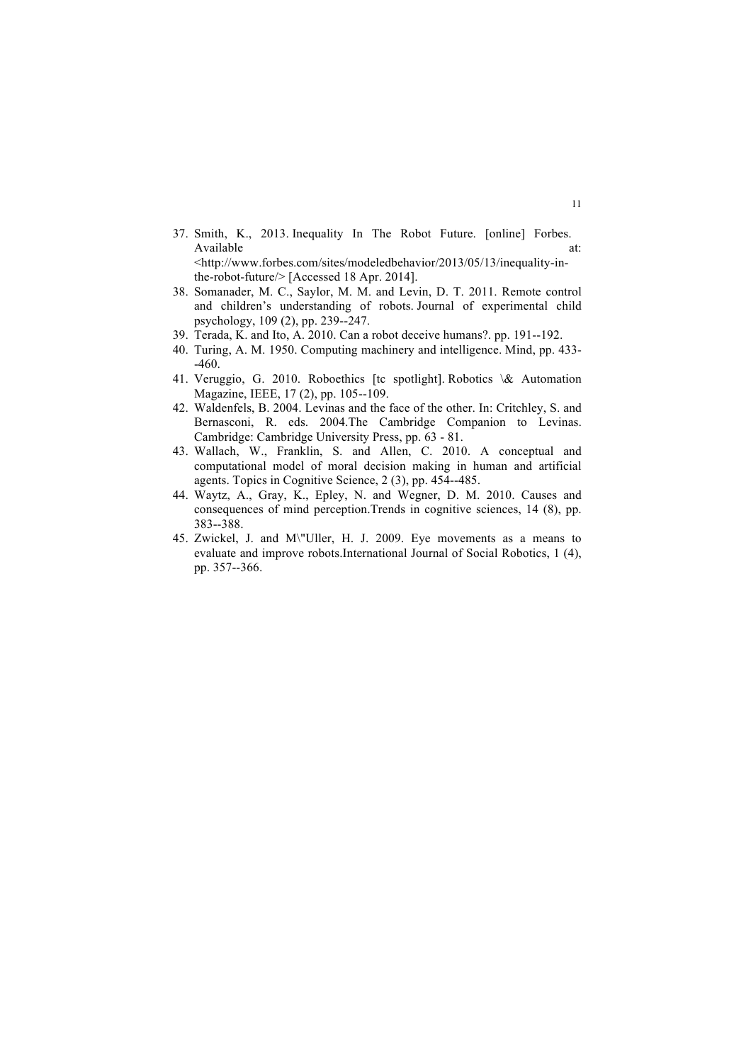37. Smith, K., 2013. Inequality In The Robot Future. [online] Forbes. Available at: <http://www.forbes.com/sites/modeledbehavior/2013/05/13/inequality-in-the-robot-future/> [Accessed 18 Apr. 2014].
38. Somanader, M. C., Saylor, M. M. and Levin, D. T. 2011. Remote control and children's understanding of robots. Journal of experimental child psychology, 109 (2), pp. 239--247.
39. Terada, K. and Ito, A. 2010. Can a robot deceive humans?. pp. 191--192.
40. Turing, A. M. 1950. Computing machinery and intelligence. Mind, pp. 433--460.
41. Veruggio, G. 2010. Roboethics [tc spotlight]. Robotics \& Automation Magazine, IEEE, 17 (2), pp. 105--109.
42. Waldenfels, B. 2004. Levinas and the face of the other. In: Critchley, S. and Bernasconi, R. eds. 2004.The Cambridge Companion to Levinas. Cambridge: Cambridge University Press, pp. 63 - 81.
43. Wallach, W., Franklin, S. and Allen, C. 2010. A conceptual and computational model of moral decision making in human and artificial agents. Topics in Cognitive Science, 2 (3), pp. 454--485.
44. Waytz, A., Gray, K., Epley, N. and Wegner, D. M. 2010. Causes and consequences of mind perception.Trends in cognitive sciences, 14 (8), pp. 383--388.
45. Zwickel, J. and M\"Uller, H. J. 2009. Eye movements as a means to evaluate and improve robots.International Journal of Social Robotics, 1 (4), pp. 357--366.